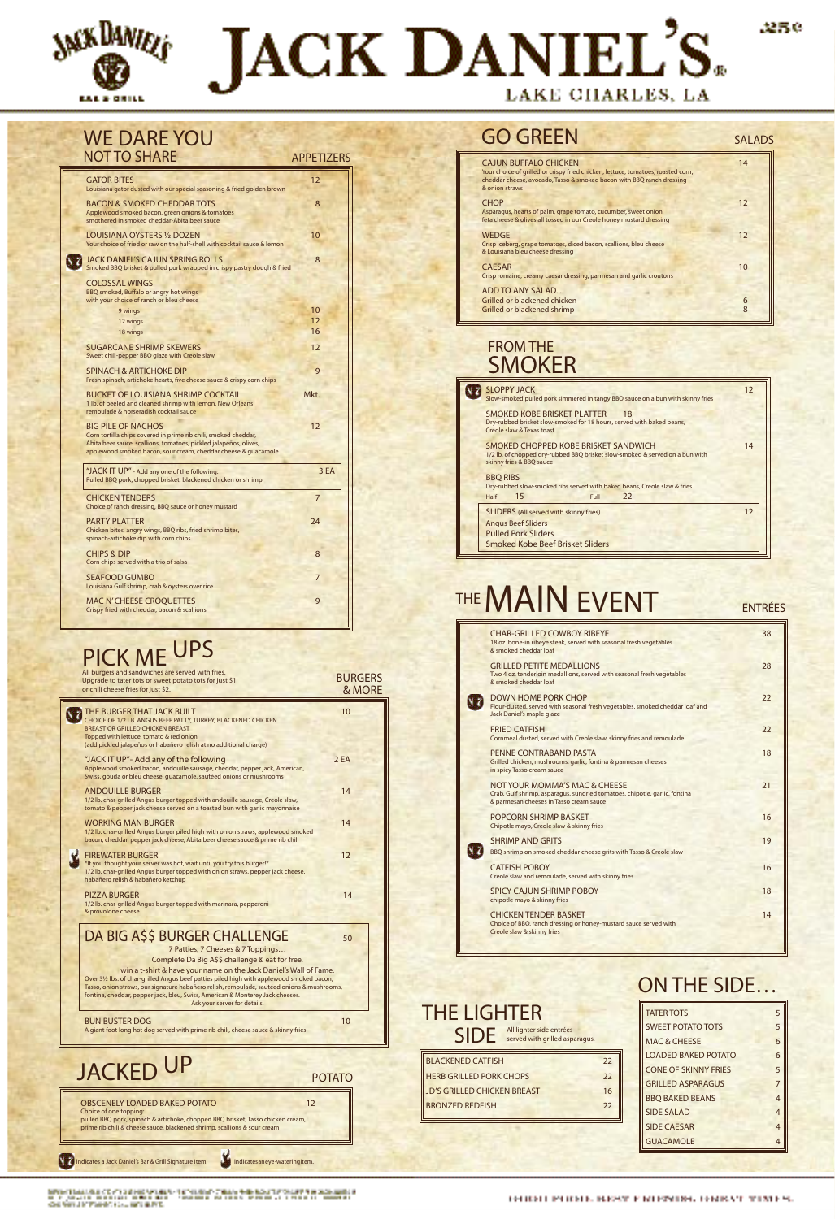# JACK DANIEL'S.

LAKE CHARLES, LA

## WE DARE YOU NOT TO SHARE — APPETIZERS

**GATOR BITES** — 12
Louisiana gator dusted with our special seasoning & fried golden brown

**BACON & SMOKED CHEDDAR TOTS** — 8
Applewood smoked bacon, green onions & tomatoes smothered in smoked cheddar-Abita beer sauce

**LOUISIANA OYSTERS ½ DOZEN** — 10
Your choice of fried or raw on the half-shell with cocktail sauce & lemon

**JACK DANIEL'S CAJUN SPRING ROLLS** — 8
Smoked BBQ brisket & pulled pork wrapped in crispy pastry dough & fried

**COLOSSAL WINGS**
BBQ smoked, Buffalo or angry hot wings with your choice of ranch or bleu cheese
- 9 wings — 10
- 12 wings — 12
- 18 wings — 16

**SUGARCANE SHRIMP SKEWERS** — 12
Sweet chili-pepper BBQ glaze with Creole slaw

**SPINACH & ARTICHOKE DIP** — 9
Fresh spinach, artichoke hearts, five cheese sauce & crispy corn chips

**BUCKET OF LOUISIANA SHRIMP COCKTAIL** — Mkt.
1 lb. of peeled and cleaned shrimp with lemon, New Orleans remoulade & horseradish cocktail sauce

**BIG PILE OF NACHOS** — 12
Corn tortilla chips covered in prime rib chili, smoked cheddar, Abita beer sauce, scallions, tomatoes, pickled jalapeños, olives, applewood smoked bacon, sour cream, cheddar cheese & guacamole

**"JACK IT UP"** - Add any one of the following: — 3 EA
Pulled BBQ pork, chopped brisket, blackened chicken or shrimp

**CHICKEN TENDERS** — 7
Choice of ranch dressing, BBQ sauce or honey mustard

**PARTY PLATTER** — 24
Chicken bites, angry wings, BBQ ribs, fried shrimp bites, spinach-artichoke dip with corn chips

**CHIPS & DIP** — 8
Corn chips served with a trio of salsa

**SEAFOOD GUMBO** — 7
Louisiana Gulf shrimp, crab & oysters over rice

**MAC N' CHEESE CROQUETTES** — 9
Crispy fried with cheddar, bacon & scallions

## PICK ME UPS — BURGERS & MORE

All burgers and sandwiches are served with fries. Upgrade to tater tots or sweet potato tots for just $1 or chili cheese fries for just $2.

**THE BURGER THAT JACK BUILT** — 10
CHOICE OF 1/2 LB. ANGUS BEEF PATTY, TURKEY, BLACKENED CHICKEN BREAST OR GRILLED CHICKEN BREAST
Topped with lettuce, tomato & red onion
(add pickled jalapeños or habañero relish at no additional charge)

**"JACK IT UP"** - Add any of the following — 2 EA
Applewood smoked bacon, andouille sausage, cheddar, pepper jack, American, Swiss, gouda or bleu cheese, guacamole, sautéed onions or mushrooms

**ANDOUILLE BURGER** — 14
1/2 lb. char-grilled Angus burger topped with andouille sausage, Creole slaw, tomato & pepper jack cheese served on a toasted bun with garlic mayonnaise

**WORKING MAN BURGER** — 14
1/2 lb. char-grilled Angus burger piled high with onion straws, applewood smoked bacon, cheddar, pepper jack cheese, Abita beer cheese sauce & prime rib chili

**FIREWATER BURGER** — 12
"If you thought your server was hot, wait until you try this burger!"
1/2 lb. char-grilled Angus burger topped with onion straws, pepper jack cheese, habañero relish & habañero ketchup

**PIZZA BURGER** — 14
1/2 lb. char-grilled Angus burger topped with marinara, pepperoni & provolone cheese

### DA BIG A$$ BURGER CHALLENGE — 50

7 Patties, 7 Cheeses & 7 Toppings…
Complete Da Big A$$ challenge & eat for free, win a t-shirt & have your name on the Jack Daniel's Wall of Fame.
Over 3½ lbs. of char-grilled Angus beef patties piled high with applewood smoked bacon, Tasso, onion straws, our signature habañero relish, remoulade, sautéed onions & mushrooms, fontina, cheddar, pepper jack, bleu, Swiss, American & Monterey Jack cheeses.
Ask your server for details.

**BUN BUSTER DOG** — 10
A giant foot long hot dog served with prime rib chili, cheese sauce & skinny fries

## JACKED UP — POTATO

**OBSCENELY LOADED BAKED POTATO** — 12
Choice of one topping:
pulled BBQ pork, spinach & artichoke, chopped BBQ brisket, Tasso chicken cream, prime rib chili & cheese sauce, blackened shrimp, scallions & sour cream

JD Indicates a Jack Daniel's Bar & Grill Signature item. Indicates an eye-watering item.

## GO GREEN — SALADS

**CAJUN BUFFALO CHICKEN** — 14
Your choice of grilled or crispy fried chicken, lettuce, tomatoes, roasted corn, cheddar cheese, avocado, Tasso & smoked bacon with BBQ ranch dressing & onion straws

**CHOP** — 12
Asparagus, hearts of palm, grape tomato, cucumber, sweet onion, feta cheese & olives all tossed in our Creole honey mustard dressing

**WEDGE** — 12
Crisp iceberg, grape tomatoes, diced bacon, scallions, bleu cheese & Louisiana bleu cheese dressing

**CAESAR** — 10
Crisp romaine, creamy caesar dressing, parmesan and garlic croutons

**ADD TO ANY SALAD...**
- Grilled or blackened chicken — 6
- Grilled or blackened shrimp — 8

## FROM THE SMOKER

**SLOPPY JACK** — 12
Slow-smoked pulled pork simmered in tangy BBQ sauce on a bun with skinny fries

**SMOKED KOBE BRISKET PLATTER** — 18
Dry-rubbed brisket slow-smoked for 18 hours, served with baked beans, Creole slaw & Texas toast

**SMOKED CHOPPED KOBE BRISKET SANDWICH** — 14
1/2 lb. of chopped dry-rubbed BBQ brisket slow-smoked & served on a bun with skinny fries & BBQ sauce

**BBQ RIBS**
Dry-rubbed slow-smoked ribs served with baked beans, Creole slaw & fries
Half 15 — Full 22

**SLIDERS** (All served with skinny fries) — 12
- Angus Beef Sliders
- Pulled Pork Sliders
- Smoked Kobe Beef Brisket Sliders

## THE MAIN EVENT — ENTRÉES

**CHAR-GRILLED COWBOY RIBEYE** — 38
18 oz. bone-in ribeye steak, served with seasonal fresh vegetables & smoked cheddar loaf

**GRILLED PETITE MEDALLIONS** — 28
Two 4 oz. tenderloin medallions, served with seasonal fresh vegetables & smoked cheddar loaf

**DOWN HOME PORK CHOP** — 22
Flour-dusted, served with seasonal fresh vegetables, smoked cheddar loaf and Jack Daniel's maple glaze

**FRIED CATFISH** — 22
Cornmeal dusted, served with Creole slaw, skinny fries and remoulade

**PENNE CONTRABAND PASTA** — 18
Grilled chicken, mushrooms, garlic, fontina & parmesan cheeses in spicy Tasso cream sauce

**NOT YOUR MOMMA'S MAC & CHEESE** — 21
Crab, Gulf shrimp, asparagus, sundried tomatoes, chipotle, garlic, fontina & parmesan cheeses in Tasso cream sauce

**POPCORN SHRIMP BASKET** — 16
Chipotle mayo, Creole slaw & skinny fries

**SHRIMP AND GRITS** — 19
BBQ shrimp on smoked cheddar cheese grits with Tasso & Creole slaw

**CATFISH POBOY** — 16
Creole slaw and remoulade, served with skinny fries

**SPICY CAJUN SHRIMP POBOY** — 18
chipotle mayo & skinny fries

**CHICKEN TENDER BASKET** — 14
Choice of BBQ, ranch dressing or honey-mustard sauce served with Creole slaw & skinny fries

## THE LIGHTER SIDE

All lighter side entrées served with grilled asparagus.

| Item | Price |
|---|---|
| BLACKENED CATFISH | 22 |
| HERB GRILLED PORK CHOPS | 22 |
| JD'S GRILLED CHICKEN BREAST | 16 |
| BRONZED REDFISH | 22 |

## ON THE SIDE…

| Item | Price |
|---|---|
| TATER TOTS | 5 |
| SWEET POTATO TOTS | 5 |
| MAC & CHEESE | 6 |
| LOADED BAKED POTATO | 6 |
| CONE OF SKINNY FRIES | 5 |
| GRILLED ASPARAGUS | 7 |
| BBQ BAKED BEANS | 4 |
| SIDE SALAD | 4 |
| SIDE CAESAR | 4 |
| GUACAMOLE | 4 |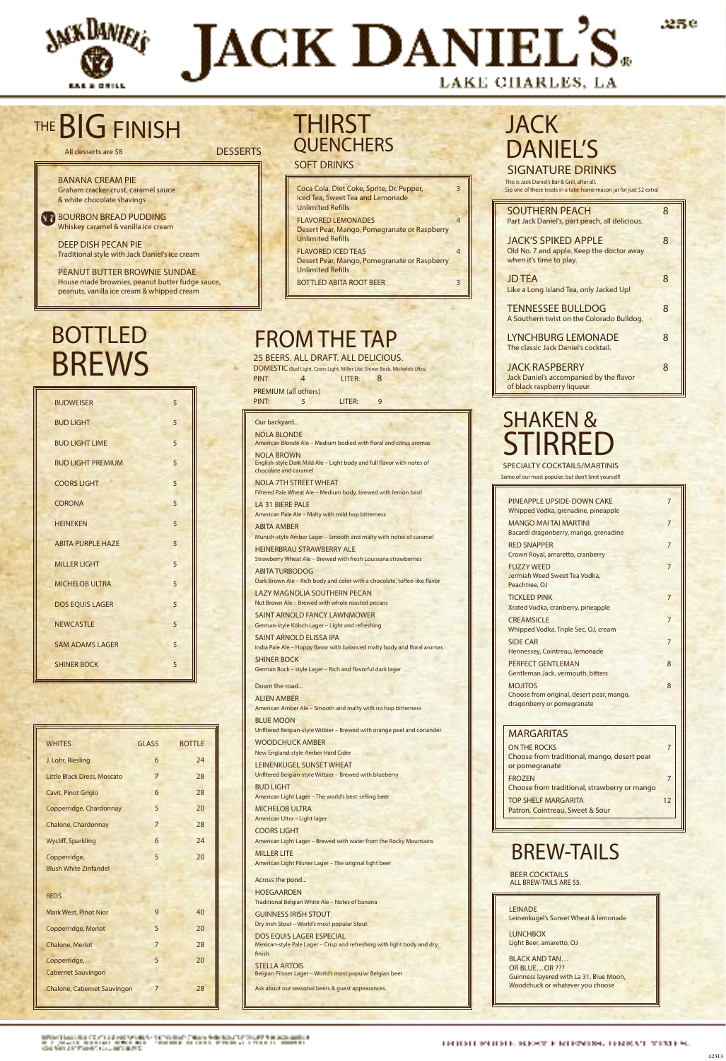# JACK DANIEL'S

LAKE CHARLES, LA

## THE BIG FINISH

All desserts are $8 — DESSERTS

**BANANA CREAM PIE**
Graham cracker crust, caramel sauce & white chocolate shavings

**BOURBON BREAD PUDDING**
Whiskey caramel & vanilla ice cream

**DEEP DISH PECAN PIE**
Traditional style with Jack Daniel's ice cream

**PEANUT BUTTER BROWNIE SUNDAE**
House made brownies, peanut butter fudge sauce, peanuts, vanilla ice cream & whipped cream

## BOTTLED BREWS

| | |
|---|---|
| BUDWEISER | 5 |
| BUD LIGHT | 5 |
| BUD LIGHT LIME | 5 |
| BUD LIGHT PREMIUM | 5 |
| COORS LIGHT | 5 |
| CORONA | 5 |
| HEINEKEN | 5 |
| ABITA PURPLE HAZE | 5 |
| MILLER LIGHT | 5 |
| MICHELOB ULTRA | 5 |
| DOS EQUIS LAGER | 5 |
| NEWCASTLE | 5 |
| SAM ADAMS LAGER | 5 |
| SHINER BOCK | 5 |

| WHITES | GLASS | BOTTLE |
|---|---|---|
| J. Lohr, Riesling | 6 | 24 |
| Little Black Dress, Moscato | 7 | 28 |
| Cavit, Pinot Grigio | 6 | 28 |
| Copperridge, Chardonnay | 5 | 20 |
| Chalone, Chardonnay | 7 | 28 |
| Wycliff, Sparkling | 6 | 24 |
| Copperridge, Blush White Zinfandel | 5 | 20 |
| **REDS** | | |
| Mark West, Pinot Nior | 9 | 40 |
| Copperridge, Merlot | 5 | 20 |
| Chalone, Merlot | 7 | 28 |
| Copperridge, Cabernet Sauvingon | 5 | 20 |
| Chalone, Cabernet Sauvingon | 7 | 28 |

## THIRST QUENCHERS

SOFT DRINKS

| | |
|---|---|
| Coca Cola, Diet Coke, Sprite, Dr. Pepper, Iced Tea, Sweet Tea and Lemonade<br>Unlimited Refills | 3 |
| FLAVORED LEMONADES<br>Desert Pear, Mango, Pomegranate or Raspberry<br>Unlimited Refills | 4 |
| FLAVORED ICED TEAS<br>Desert Pear, Mango, Pomegranate or Raspberry<br>Unlimited Refills | 4 |
| BOTTLED ABITA ROOT BEER | 3 |

## FROM THE TAP

25 BEERS. ALL DRAFT. ALL DELICIOUS.

DOMESTIC (Bud Light, Coors Light, Miller Lite, Shiner Bock, Michelob Ultra)
PINT: 4 LITER: 8

PREMIUM (all others)
PINT: 5 LITER: 9

Our backyard...

**NOLA BLONDE**
American Blonde Ale – Medium bodied with floral and citrus aromas

**NOLA BROWN**
English-style Dark Mild Ale – Light body and full flavor with notes of chocolate and caramel

**NOLA 7TH STREET WHEAT**
Filtered Pale Wheat Ale – Medium body, brewed with lemon basil

**LA 31 BIERE PALE**
American Pale Ale – Malty with mild hop bitterness

**ABITA AMBER**
Munich-style Amber Lager – Smooth and malty with notes of caramel

**HEINERBRAU STRAWBERRY ALE**
Strawberry Wheat Ale – Brewed with fresh Louisiana strawberries

**ABITA TURBODOG**
Dark Brown Ale – Rich body and color with a chocolate, toffee-like flavor

**LAZY MAGNOLIA SOUTHERN PECAN**
Nut Brown Ale – Brewed with whole roasted pecans

**SAINT ARNOLD FANCY LAWNMOWER**
German-style Kölsch Lager – Light and refreshing

**SAINT ARNOLD ELISSA IPA**
India Pale Ale – Hoppy flavor with balanced malty body and floral aromas

**SHINER BOCK**
German Bock – style Lager – Rich and flavorful dark lager

Down the road...

**ALIEN AMBER**
American Amber Ale – Smooth and malty with no hop bitterness

**BLUE MOON**
Unfiltered Belgian-style Witbier – Brewed with orange peel and coriander

**WOODCHUCK AMBER**
New England-style Amber Hard Cider

**LEINENKUGEL SUNSET WHEAT**
Unfiltered Belgian-style Witbier – Brewed with blueberry

**BUD LIGHT**
American Light Lager – The world's best-selling beer

**MICHELOB ULTRA**
American Ultra – Light lager

**COORS LIGHT**
American Light Lager – Brewed with water from the Rocky Mountains

**MILLER LITE**
American Light Pilsner Lager – The original light beer

Across the pond...

**HOEGAARDEN**
Traditional Belgian White Ale – Notes of banana

**GUINNESS IRISH STOUT**
Dry Irish Stout – World's most popular Stout

**DOS EQUIS LAGER ESPECIAL**
Mexican-style Pale Lager – Crisp and refreshing with light body and dry finish

**STELLA ARTOIS**
Belgian Pilsner Lager – World's most popular Belgian beer

Ask about our seasonal beers & guest appearances.

## JACK DANIEL'S SIGNATURE DRINKS

This is Jack Daniel's Bar & Grill, after all.
Sip one of these treats in a take-home mason jar for just $2 extra!

| | |
|---|---|
| SOUTHERN PEACH<br>Part Jack Daniel's, part peach, all delicious. | 8 |
| JACK'S SPIKED APPLE<br>Old No. 7 and apple. Keep the doctor away when it's time to play. | 8 |
| JD TEA<br>Like a Long Island Tea, only Jacked Up! | 8 |
| TENNESSEE BULLDOG<br>A Southern twist on the Colorado Bulldog. | 8 |
| LYNCHBURG LEMONADE<br>The classic Jack Daniel's cocktail. | 8 |
| JACK RASPBERRY<br>Jack Daniel's accompanied by the flavor of black raspberry liqueur. | 8 |

## SHAKEN & STIRRED

SPECIALTY COCKTAILS/MARTINIS
Some of our most popular, but don't limit yourself!

| | |
|---|---|
| PINEAPPLE UPSIDE-DOWN CAKE<br>Whipped Vodka, grenadine, pineapple | 7 |
| MANGO MAI TAI MARTINI<br>Bacardi dragonberry, mango, grenadine | 7 |
| RED SNAPPER<br>Crown Royal, amaretto, cranberry | 7 |
| FUZZY WEED<br>Jermiah Weed Sweet Tea Vodka, Peachtree, OJ | 7 |
| TICKLED PINK<br>Xrated Vodka, cranberry, pineapple | 7 |
| CREAMSICLE<br>Whipped Vodka, Triple Sec, OJ, cream | 7 |
| SIDE CAR<br>Hennessey, Cointreau, lemonade | 7 |
| PERFECT GENTLEMAN<br>Gentleman Jack, vermouth, bitters | 8 |
| MOJITOS<br>Choose from original, desert pear, mango, dragonberry or pomegranate | 8 |

### MARGARITAS

| | |
|---|---|
| ON THE ROCKS<br>Choose from traditional, mango, desert pear or pomegranate | 7 |
| FROZEN<br>Choose from traditional, strawberry or mango | 7 |
| TOP SHELF MARGARITA<br>Patron, Cointreau, Sweet & Sour | 12 |

## BREW-TAILS

BEER COCKTAILS
ALL BREW-TAILS ARE $5.

**LEINADE**
Leinenkugel's Sunset Wheat & lemonade

**LUNCHBOX**
Light Beer, amaretto, OJ

**BLACK AND TAN… OR BLUE…OR ???**
Guinness layered with La 31, Blue Moon, Woodchuck or whatever you choose